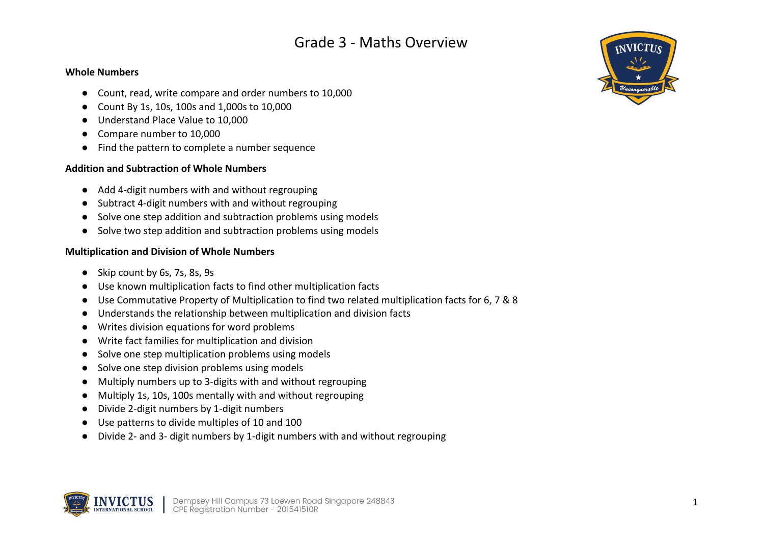# Grade 3 - Maths Overview

**Whole Numbers**

- Count, read, write compare and order numbers to 10,000
- Count By 1s, 10s, 100s and 1,000s to 10,000
- Understand Place Value to 10,000
- Compare number to 10,000
- Find the pattern to complete a number sequence

**Addition and Subtraction of Whole Numbers**

- Add 4-digit numbers with and without regrouping
- Subtract 4-digit numbers with and without regrouping
- Solve one step addition and subtraction problems using models
- Solve two step addition and subtraction problems using models

**Multiplication and Division of Whole Numbers**

- Skip count by 6s, 7s, 8s, 9s
- Use known multiplication facts to find other multiplication facts
- Use Commutative Property of Multiplication to find two related multiplication facts for 6, 7 & 8
- Understands the relationship between multiplication and division facts
- Writes division equations for word problems
- Write fact families for multiplication and division
- Solve one step multiplication problems using models
- Solve one step division problems using models
- Multiply numbers up to 3-digits with and without regrouping
- Multiply 1s, 10s, 100s mentally with and without regrouping
- Divide 2-digit numbers by 1-digit numbers
- Use patterns to divide multiples of 10 and 100
- Divide 2- and 3- digit numbers by 1-digit numbers with and without regrouping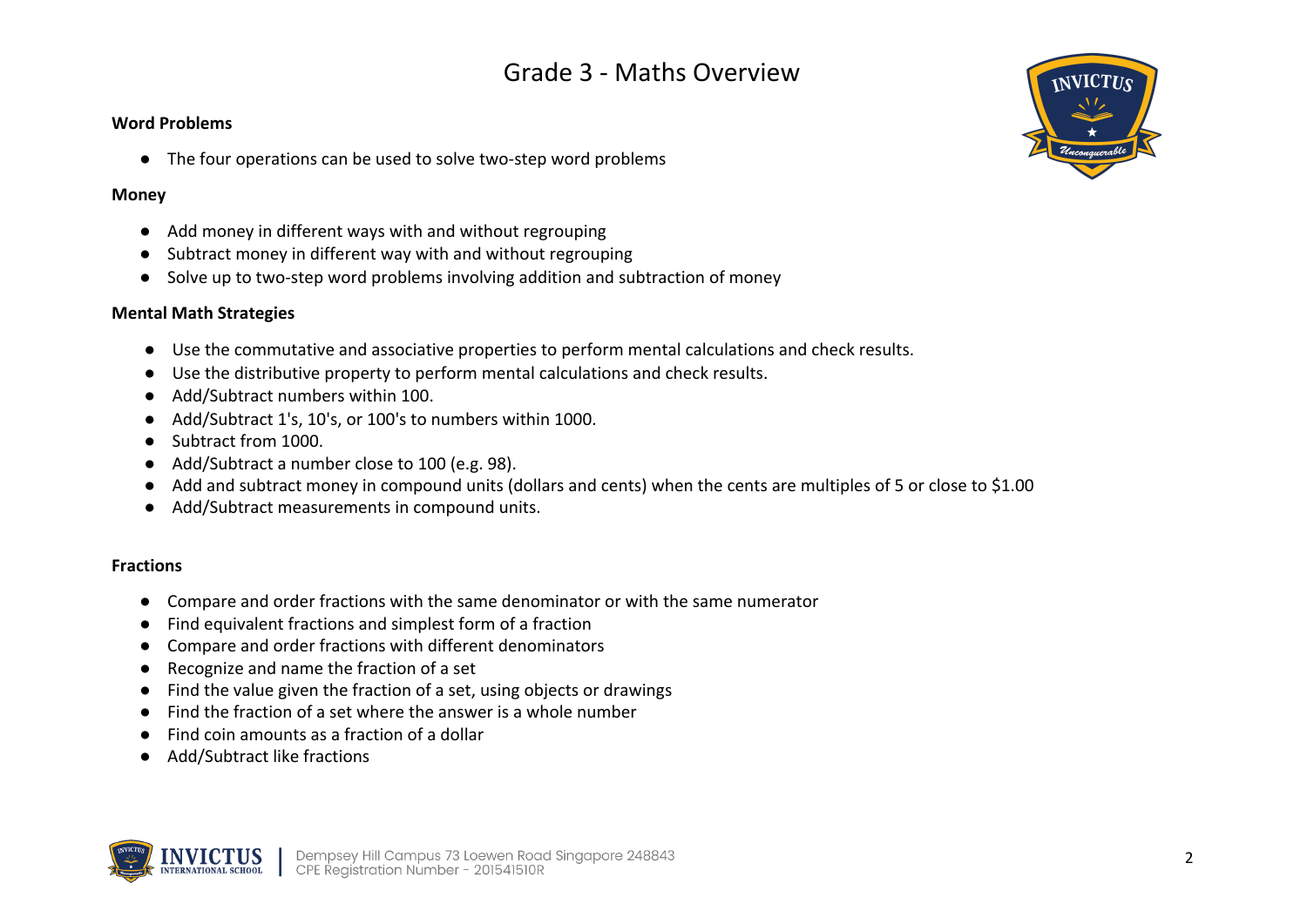# Grade 3 - Maths Overview

**Word Problems**

- The four operations can be used to solve two-step word problems

**Money**

- Add money in different ways with and without regrouping
- Subtract money in different way with and without regrouping
- Solve up to two-step word problems involving addition and subtraction of money

**Mental Math Strategies**

- Use the commutative and associative properties to perform mental calculations and check results.
- Use the distributive property to perform mental calculations and check results.
- Add/Subtract numbers within 100.
- Add/Subtract 1's, 10's, or 100's to numbers within 1000.
- Subtract from 1000.
- Add/Subtract a number close to 100 (e.g. 98).
- Add and subtract money in compound units (dollars and cents) when the cents are multiples of 5 or close to $1.00
- Add/Subtract measurements in compound units.

**Fractions**

- Compare and order fractions with the same denominator or with the same numerator
- Find equivalent fractions and simplest form of a fraction
- Compare and order fractions with different denominators
- Recognize and name the fraction of a set
- Find the value given the fraction of a set, using objects or drawings
- Find the fraction of a set where the answer is a whole number
- Find coin amounts as a fraction of a dollar
- Add/Subtract like fractions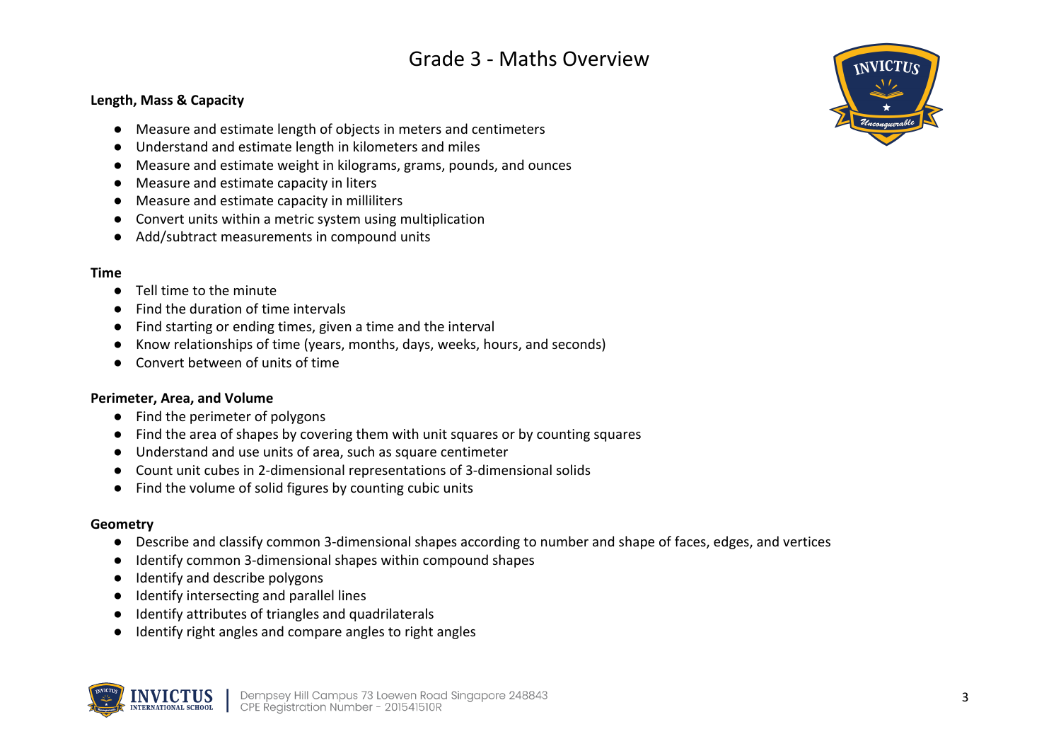# Grade 3 - Maths Overview

**Length, Mass & Capacity**

- Measure and estimate length of objects in meters and centimeters
- Understand and estimate length in kilometers and miles
- Measure and estimate weight in kilograms, grams, pounds, and ounces
- Measure and estimate capacity in liters
- Measure and estimate capacity in milliliters
- Convert units within a metric system using multiplication
- Add/subtract measurements in compound units

**Time**

- Tell time to the minute
- Find the duration of time intervals
- Find starting or ending times, given a time and the interval
- Know relationships of time (years, months, days, weeks, hours, and seconds)
- Convert between of units of time

**Perimeter, Area, and Volume**

- Find the perimeter of polygons
- Find the area of shapes by covering them with unit squares or by counting squares
- Understand and use units of area, such as square centimeter
- Count unit cubes in 2-dimensional representations of 3-dimensional solids
- Find the volume of solid figures by counting cubic units

**Geometry**

- Describe and classify common 3-dimensional shapes according to number and shape of faces, edges, and vertices
- Identify common 3-dimensional shapes within compound shapes
- Identify and describe polygons
- Identify intersecting and parallel lines
- Identify attributes of triangles and quadrilaterals
- Identify right angles and compare angles to right angles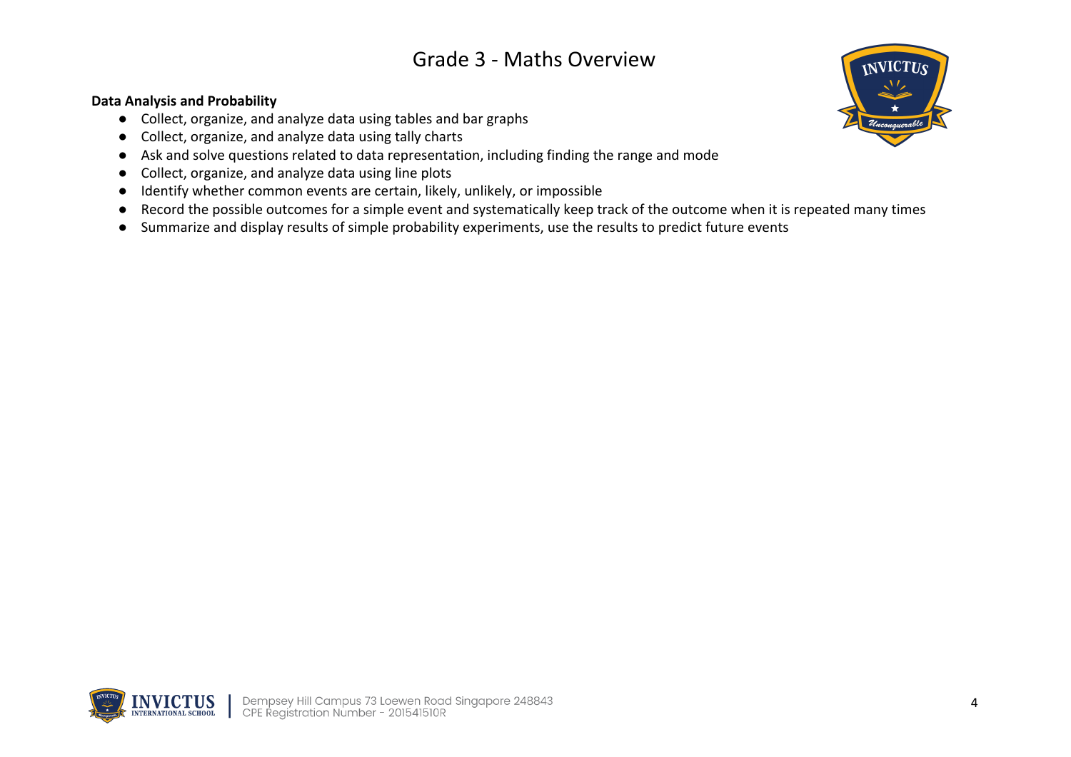# Grade 3 - Maths Overview

**Data Analysis and Probability**

- Collect, organize, and analyze data using tables and bar graphs
- Collect, organize, and analyze data using tally charts
- Ask and solve questions related to data representation, including finding the range and mode
- Collect, organize, and analyze data using line plots
- Identify whether common events are certain, likely, unlikely, or impossible
- Record the possible outcomes for a simple event and systematically keep track of the outcome when it is repeated many times
- Summarize and display results of simple probability experiments, use the results to predict future events